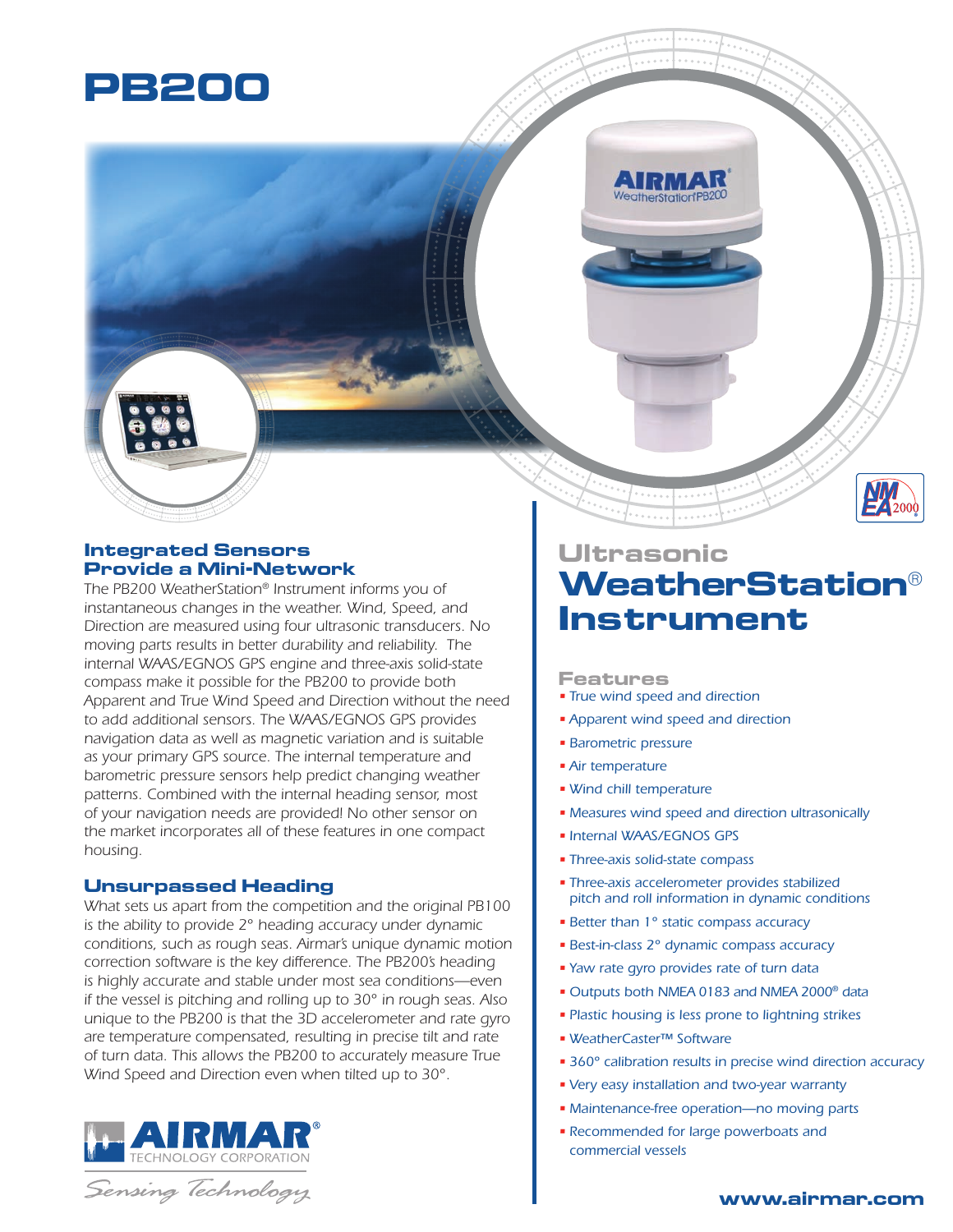# PB200

## Ultrasonic WeatherStation® Instrument

### Integrated Sensors Provide a Mini-Network

*The PB200 WeatherStation® Instrument informs you of instantaneous changes in the weather. Wind, Speed, and Direction are measured using four ultrasonic transducers. No moving parts results in better durability and reliability. The internal WAAS/EGNOS GPS engine and three-axis solid-state compass make it possible for the PB200 to provide both Apparent and True Wind Speed and Direction without the need to add additional sensors. The WAAS/EGNOS GPS provides navigation data as well as magnetic variation and is suitable as your primary GPS source. The internal temperature and barometric pressure sensors help predict changing weather patterns. Combined with the internal heading sensor, most of your navigation needs are provided! No other sensor on the market incorporates all of these features in one compact housing.*

### Unsurpassed Heading

*What sets us apart from the competition and the original PB100 is the ability to provide 2° heading accuracy under dynamic conditions, such as rough seas. Airmar's unique dynamic motion correction software is the key difference. The PB200's heading is highly accurate and stable under most sea conditions—even if the vessel is pitching and rolling up to 30° in rough seas. Also unique to the PB200 is that the 3D accelerometer and rate gyro are temperature compensated, resulting in precise tilt and rate of turn data. This allows the PB200 to accurately measure True Wind Speed and Direction even when tilted up to 30°.*

### Features

- True wind speed and direction
- Apparent wind speed and direction
- Barometric pressure
- Air temperature
- Wind chill temperature
- Measures wind speed and direction ultrasonically
- Internal WAAS/EGNOS GPS
- Three-axis solid-state compass
- Three-axis accelerometer provides stabilized pitch and roll information in dynamic conditions
- Better than 1° static compass accuracy
- Best-in-class 2° dynamic compass accuracy
- Yaw rate gyro provides rate of turn data
- Outputs both NMEA 0183 and NMEA 2000® data
- Plastic housing is less prone to lightning strikes
- WeatherCaster™ Software
- 360° calibration results in precise wind direction accuracy
- Very easy installation and two-year warranty
- Maintenance-free operation—no moving parts
- Recommended for large powerboats and commercial vessels

AIRMAR® TECHNOLOGY CORPORATION

*Sensing Technology*

www.airmar.com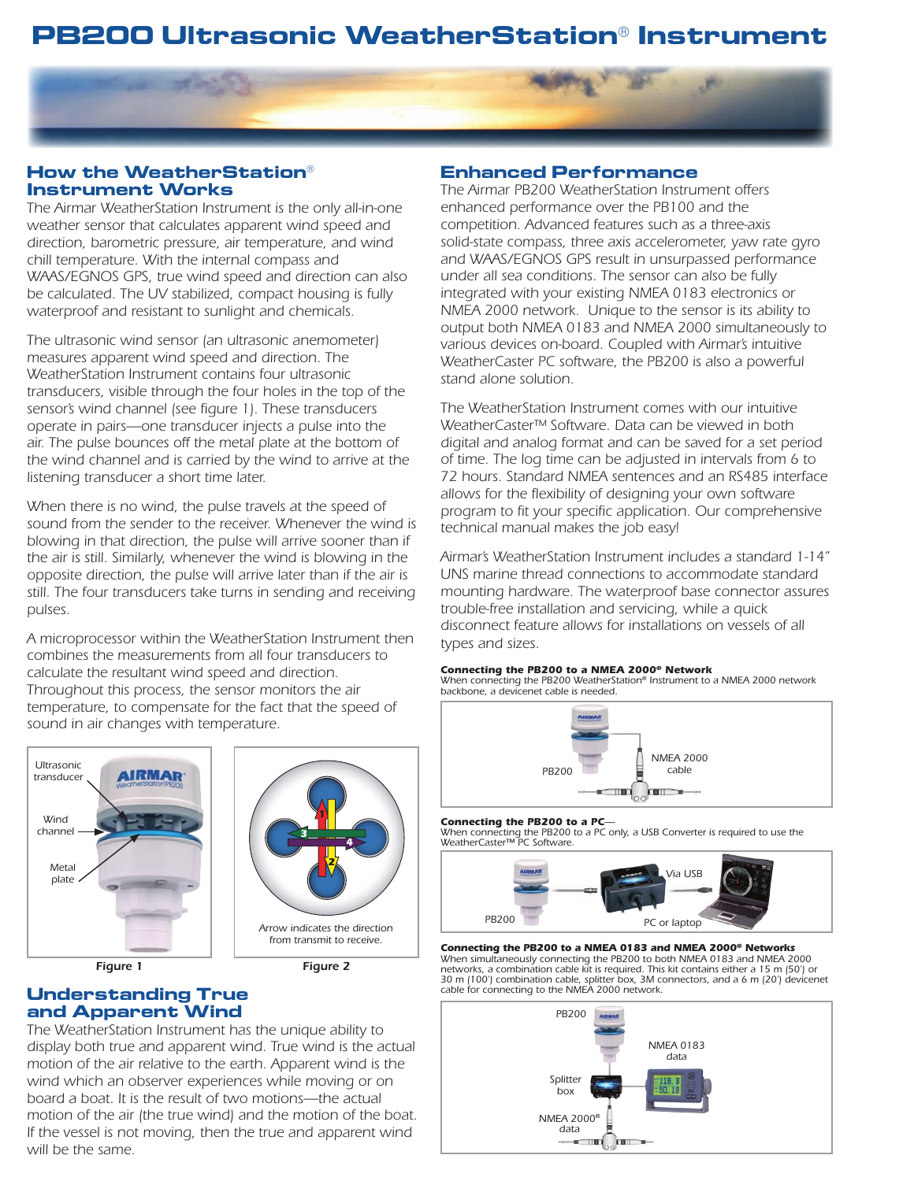# PB200 Ultrasonic WeatherStation® Instrument

## How the WeatherStation® Instrument Works

The Airmar WeatherStation Instrument is the only all-in-one weather sensor that calculates apparent wind speed and direction, barometric pressure, air temperature, and wind chill temperature. With the internal compass and WAAS/EGNOS GPS, true wind speed and direction can also be calculated. The UV stabilized, compact housing is fully waterproof and resistant to sunlight and chemicals.

The ultrasonic wind sensor (an ultrasonic anemometer) measures apparent wind speed and direction. The WeatherStation Instrument contains four ultrasonic transducers, visible through the four holes in the top of the sensor's wind channel (see figure 1). These transducers operate in pairs—one transducer injects a pulse into the air. The pulse bounces off the metal plate at the bottom of the wind channel and is carried by the wind to arrive at the listening transducer a short time later.

When there is no wind, the pulse travels at the speed of sound from the sender to the receiver. Whenever the wind is blowing in that direction, the pulse will arrive sooner than if the air is still. Similarly, whenever the wind is blowing in the opposite direction, the pulse will arrive later than if the air is still. The four transducers take turns in sending and receiving pulses.

A microprocessor within the WeatherStation Instrument then combines the measurements from all four transducers to calculate the resultant wind speed and direction. Throughout this process, the sensor monitors the air temperature, to compensate for the fact that the speed of sound in air changes with temperature.

Ultrasonic transducer

Wind channel

Metal plate

**Figure 1**

Arrow indicates the direction from transmit to receive.

**Figure 2**

## Understanding True and Apparent Wind

The WeatherStation Instrument has the unique ability to display both true and apparent wind. True wind is the actual motion of the air relative to the earth. Apparent wind is the wind which an observer experiences while moving or on board a boat. It is the result of two motions—the actual motion of the air (the true wind) and the motion of the boat. If the vessel is not moving, then the true and apparent wind will be the same.

## Enhanced Performance

The Airmar PB200 WeatherStation Instrument offers enhanced performance over the PB100 and the competition. Advanced features such as a three-axis solid-state compass, three axis accelerometer, yaw rate gyro and WAAS/EGNOS GPS result in unsurpassed performance under all sea conditions. The sensor can also be fully integrated with your existing NMEA 0183 electronics or NMEA 2000 network. Unique to the sensor is its ability to output both NMEA 0183 and NMEA 2000 simultaneously to various devices on-board. Coupled with Airmar's intuitive WeatherCaster PC software, the PB200 is also a powerful stand alone solution.

The WeatherStation Instrument comes with our intuitive WeatherCaster™ Software. Data can be viewed in both digital and analog format and can be saved for a set period of time. The log time can be adjusted in intervals from 6 to 72 hours. Standard NMEA sentences and an RS485 interface allows for the flexibility of designing your own software program to fit your specific application. Our comprehensive technical manual makes the job easy!

Airmar's WeatherStation Instrument includes a standard 1-14" UNS marine thread connections to accommodate standard mounting hardware. The waterproof base connector assures trouble-free installation and servicing, while a quick disconnect feature allows for installations on vessels of all types and sizes.

**Connecting the PB200 to a NMEA 2000® Network**
When connecting the PB200 WeatherStation® Instrument to a NMEA 2000 network backbone, a devicenet cable is needed.

PB200 — NMEA 2000 cable

**Connecting the PB200 to a PC—**
When connecting the PB200 to a PC only, a USB Converter is required to use the WeatherCaster™ PC Software.

PB200 — Via USB — PC or laptop

**Connecting the PB200 to a NMEA 0183 and NMEA 2000® Networks**
When simultaneously connecting the PB200 to both NMEA 0183 and NMEA 2000 networks, a combination cable kit is required. This kit contains either a 15 m (50') or 30 m (100') combination cable, splitter box, 3M connectors, and a 6 m (20') devicenet cable for connecting to the NMEA 2000 network.

PB200 — Splitter box — NMEA 0183 data — NMEA 2000® data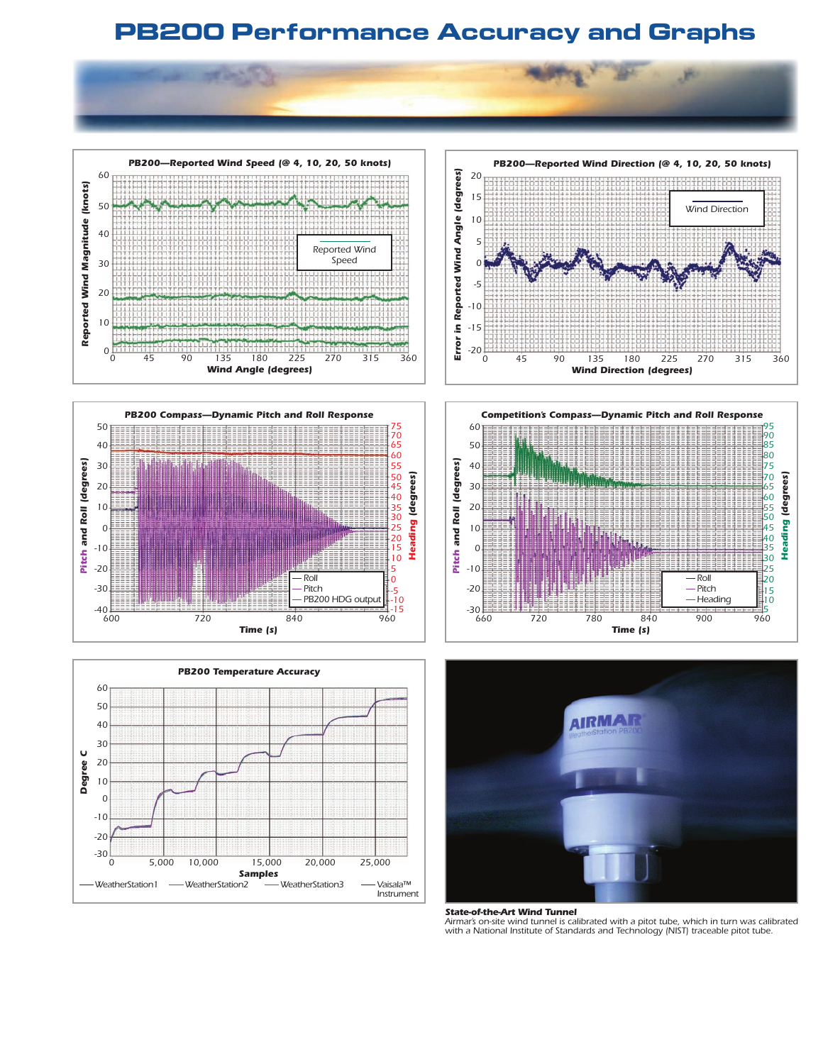# PB200 Performance Accuracy and Graphs

**PB200—Reported Wind Speed (@ 4, 10, 20, 50 knots)**

Reported Wind Magnitude (knots) vs. Wind Angle (degrees)

Legend: Reported Wind Speed

**PB200—Reported Wind Direction (@ 4, 10, 20, 50 knots)**

Error in Reported Wind Angle (degrees) vs. Wind Direction (degrees)

Legend: Wind Direction

**PB200 Compass—Dynamic Pitch and Roll Response**

Pitch and Roll (degrees) / Heading (degrees) vs. Time (s)

Legend: Roll, Pitch, PB200 HDG output

**Competition's Compass—Dynamic Pitch and Roll Response**

Pitch and Roll (degrees) / Heading (degrees) vs. Time (s)

Legend: Roll, Pitch, Heading

**PB200 Temperature Accuracy**

Degree C vs. Samples

Legend: WeatherStation1, WeatherStation2, WeatherStation3, Vaisala™ Instrument

***State-of-the-Art Wind Tunnel***

*Airmar's on-site wind tunnel is calibrated with a pitot tube, which in turn was calibrated with a National Institute of Standards and Technology (NIST) traceable pitot tube.*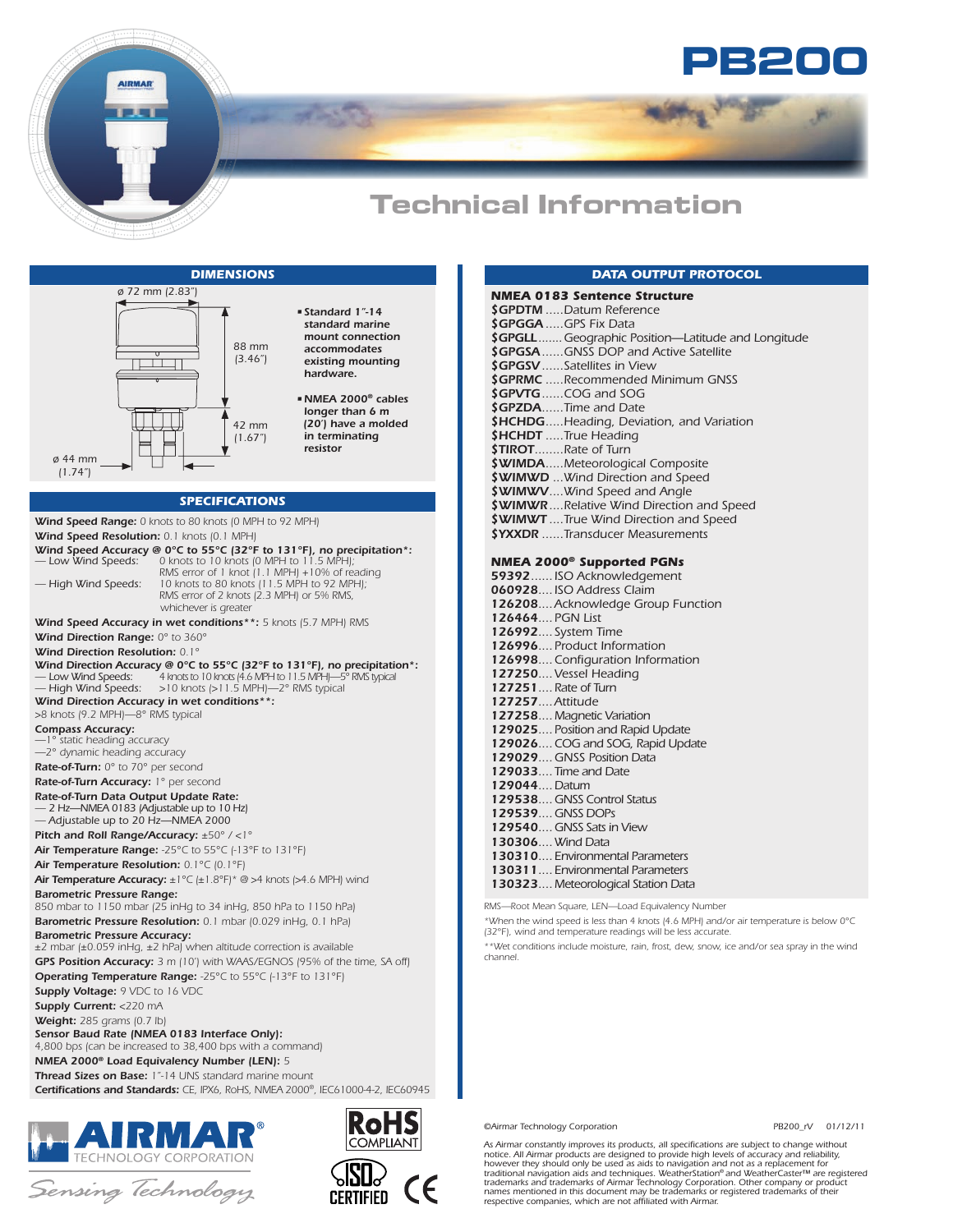# PB200

## Technical Information

### DIMENSIONS

ø 72 mm (2.83")

88 mm (3.46")

42 mm (1.67")

ø 44 mm (1.74")

- **Standard 1"-14 standard marine mount connection accommodates existing mounting hardware.**
- **NMEA 2000® cables longer than 6 m (20') have a molded in terminating resistor**

### SPECIFICATIONS

**Wind Speed Range:** 0 knots to 80 knots (0 MPH to 92 MPH)

**Wind Speed Resolution:** 0.1 knots (0.1 MPH)

**Wind Speed Accuracy @ 0°C to 55°C (32°F to 131°F), no precipitation*:**
— Low Wind Speeds: 0 knots to 10 knots (0 MPH to 11.5 MPH); RMS error of 1 knot (1.1 MPH) +10% of reading
— High Wind Speeds: 10 knots to 80 knots (11.5 MPH to 92 MPH); RMS error of 2 knots (2.3 MPH) or 5% RMS, whichever is greater

**Wind Speed Accuracy in wet conditions**:** 5 knots (5.7 MPH) RMS

**Wind Direction Range:** 0° to 360°

**Wind Direction Resolution:** 0.1°

**Wind Direction Accuracy @ 0°C to 55°C (32°F to 131°F), no precipitation*:**
— Low Wind Speeds: 4 knots to 10 knots (4.6 MPH to 11.5 MPH)—5° RMS typical
— High Wind Speeds: >10 knots (>11.5 MPH)—2° RMS typical

**Wind Direction Accuracy in wet conditions**:**
>8 knots (9.2 MPH)—8° RMS typical

**Compass Accuracy:**
—1° static heading accuracy
—2° dynamic heading accuracy

**Rate-of-Turn:** 0° to 70° per second

**Rate-of-Turn Accuracy:** 1° per second

**Rate-of-Turn Data Output Update Rate:**
— 2 Hz—NMEA 0183 (Adjustable up to 10 Hz)
— Adjustable up to 20 Hz—NMEA 2000

**Pitch and Roll Range/Accuracy:** ±50° / <1°

**Air Temperature Range:** -25°C to 55°C (-13°F to 131°F)

**Air Temperature Resolution:** 0.1°C (0.1°F)

**Air Temperature Accuracy:** ±1°C (±1.8°F)* @ >4 knots (>4.6 MPH) wind

**Barometric Pressure Range:**
850 mbar to 1150 mbar (25 inHg to 34 inHg, 850 hPa to 1150 hPa)

**Barometric Pressure Resolution:** 0.1 mbar (0.029 inHg, 0.1 hPa)

**Barometric Pressure Accuracy:**
±2 mbar (±0.059 inHg, ±2 hPa) when altitude correction is available

**GPS Position Accuracy:** 3 m (10') with WAAS/EGNOS (95% of the time, SA off)

**Operating Temperature Range:** -25°C to 55°C (-13°F to 131°F)

**Supply Voltage:** 9 VDC to 16 VDC

**Supply Current:** <220 mA

**Weight:** 285 grams (0.7 lb)

**Sensor Baud Rate (NMEA 0183 Interface Only):**
4,800 bps (can be increased to 38,400 bps with a command)

**NMEA 2000® Load Equivalency Number (LEN):** 5

**Thread Sizes on Base:** 1"-14 UNS standard marine mount

**Certifications and Standards:** CE, IPX6, RoHS, NMEA 2000®, IEC61000-4-2, IEC60945

### DATA OUTPUT PROTOCOL

**NMEA 0183 Sentence Structure**

**$GPDTM** .....Datum Reference
**$GPGGA** .....GPS Fix Data
**$GPGLL**.......Geographic Position—Latitude and Longitude
**$GPGSA**......GNSS DOP and Active Satellite
**$GPGSV**......Satellites in View
**$GPRMC** .....Recommended Minimum GNSS
**$GPVTG**......COG and SOG
**$GPZDA**......Time and Date
**$HCHDG**.....Heading, Deviation, and Variation
**$HCHDT** .....True Heading
**$TIROT**........Rate of Turn
**$WIMDA**.....Meteorological Composite
**$WIMWD** ...Wind Direction and Speed
**$WIMWV**....Wind Speed and Angle
**$WIMWR**....Relative Wind Direction and Speed
**$WIMWT**....True Wind Direction and Speed
**$YXXDR** ......Transducer Measurements

**NMEA 2000® Supported PGNs**

**59392**...... ISO Acknowledgement
**060928**.... ISO Address Claim
**126208**.... Acknowledge Group Function
**126464**.... PGN List
**126992**.... System Time
**126996**.... Product Information
**126998**.... Configuration Information
**127250**.... Vessel Heading
**127251**.... Rate of Turn
**127257**.... Attitude
**127258**.... Magnetic Variation
**129025**.... Position and Rapid Update
**129026**.... COG and SOG, Rapid Update
**129029**.... GNSS Position Data
**129033**.... Time and Date
**129044**.... Datum
**129538**.... GNSS Control Status
**129539**.... GNSS DOPs
**129540**.... GNSS Sats in View
**130306**.... Wind Data
**130310**.... Environmental Parameters
**130311**.... Environmental Parameters
**130323**.... Meteorological Station Data

RMS—Root Mean Square, LEN—Load Equivalency Number

*When the wind speed is less than 4 knots (4.6 MPH) and/or air temperature is below 0°C (32°F), wind and temperature readings will be less accurate.

**Wet conditions include moisture, rain, frost, dew, snow, ice and/or sea spray in the wind channel.

AIRMAR® TECHNOLOGY CORPORATION
Sensing Technology

RoHS COMPLIANT
ISO CERTIFIED
CE

©Airmar Technology Corporation

PB200_rV 01/12/11

As Airmar constantly improves its products, all specifications are subject to change without notice. All Airmar products are designed to provide high levels of accuracy and reliability, however they should only be used as aids to navigation and not as a replacement for traditional navigation aids and techniques. WeatherStation® and WeatherCaster™ are registered trademarks and trademarks of Airmar Technology Corporation. Other company or product names mentioned in this document may be trademarks or registered trademarks of their respective companies, which are not affiliated with Airmar.